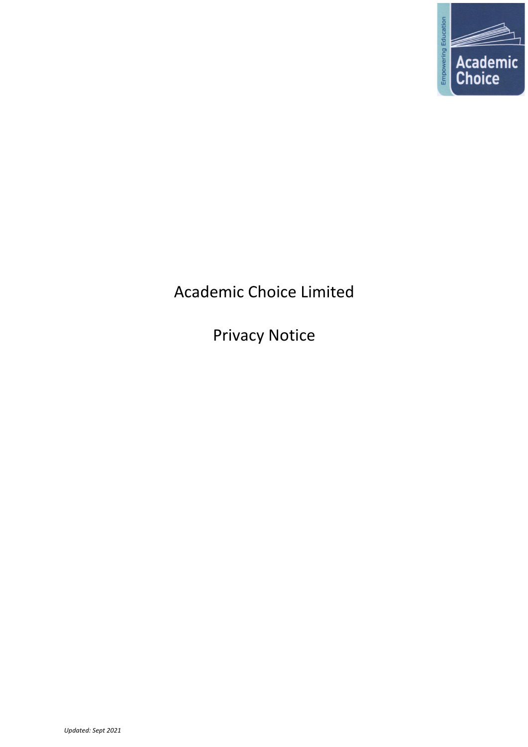# Academic Choice Limited

# Privacy Notice

*Updated: Sept 2021*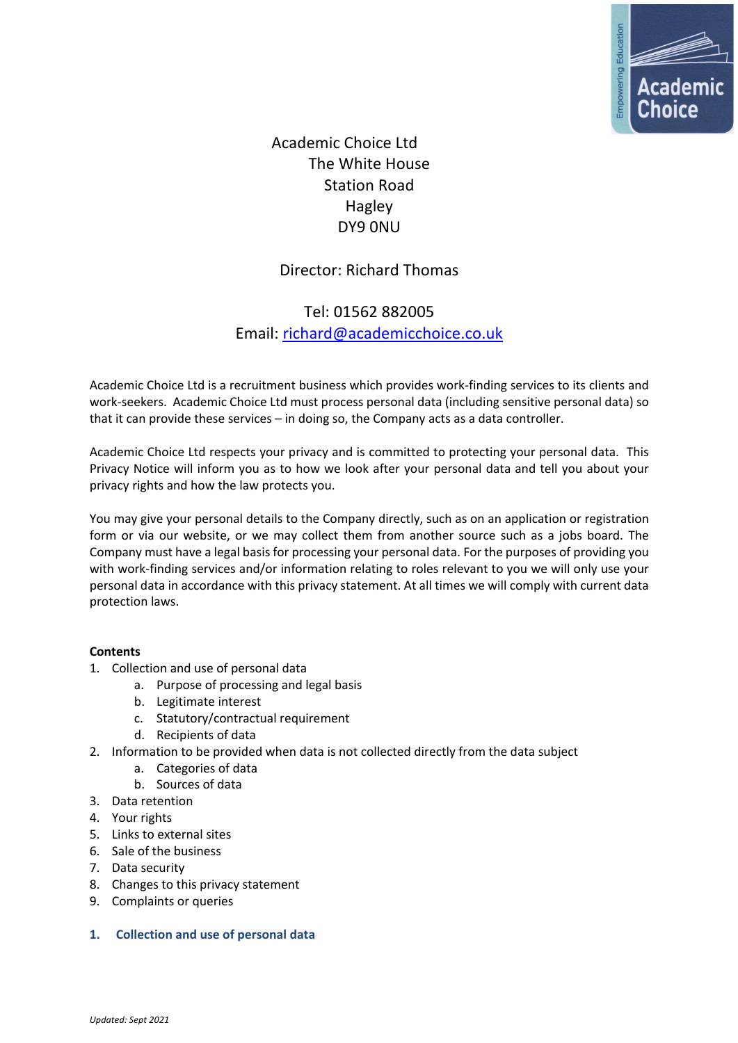Academic Choice Ltd
The White House
Station Road
Hagley
DY9 0NU

Director: Richard Thomas

Tel: 01562 882005
Email: richard@academicchoice.co.uk

Academic Choice Ltd is a recruitment business which provides work-finding services to its clients and work-seekers. Academic Choice Ltd must process personal data (including sensitive personal data) so that it can provide these services – in doing so, the Company acts as a data controller.

Academic Choice Ltd respects your privacy and is committed to protecting your personal data. This Privacy Notice will inform you as to how we look after your personal data and tell you about your privacy rights and how the law protects you.

You may give your personal details to the Company directly, such as on an application or registration form or via our website, or we may collect them from another source such as a jobs board. The Company must have a legal basis for processing your personal data. For the purposes of providing you with work-finding services and/or information relating to roles relevant to you we will only use your personal data in accordance with this privacy statement. At all times we will comply with current data protection laws.

**Contents**

1. Collection and use of personal data
    a. Purpose of processing and legal basis
    b. Legitimate interest
    c. Statutory/contractual requirement
    d. Recipients of data
2. Information to be provided when data is not collected directly from the data subject
    a. Categories of data
    b. Sources of data
3. Data retention
4. Your rights
5. Links to external sites
6. Sale of the business
7. Data security
8. Changes to this privacy statement
9. Complaints or queries

## 1. Collection and use of personal data

*Updated: Sept 2021*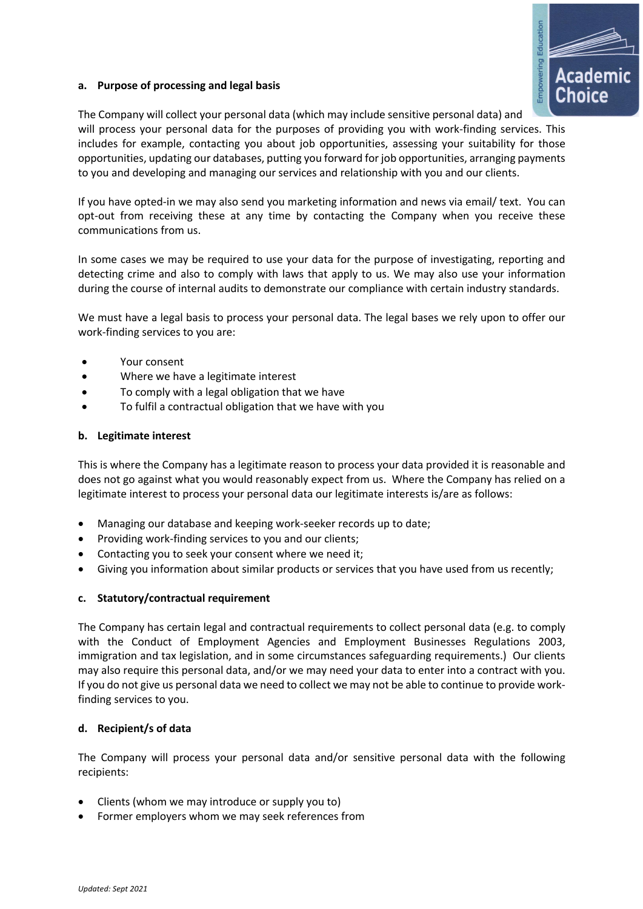### a. Purpose of processing and legal basis

The Company will collect your personal data (which may include sensitive personal data) and will process your personal data for the purposes of providing you with work-finding services. This includes for example, contacting you about job opportunities, assessing your suitability for those opportunities, updating our databases, putting you forward for job opportunities, arranging payments to you and developing and managing our services and relationship with you and our clients.

If you have opted-in we may also send you marketing information and news via email/ text. You can opt-out from receiving these at any time by contacting the Company when you receive these communications from us.

In some cases we may be required to use your data for the purpose of investigating, reporting and detecting crime and also to comply with laws that apply to us. We may also use your information during the course of internal audits to demonstrate our compliance with certain industry standards.

We must have a legal basis to process your personal data. The legal bases we rely upon to offer our work-finding services to you are:

- Your consent
- Where we have a legitimate interest
- To comply with a legal obligation that we have
- To fulfil a contractual obligation that we have with you

### b. Legitimate interest

This is where the Company has a legitimate reason to process your data provided it is reasonable and does not go against what you would reasonably expect from us. Where the Company has relied on a legitimate interest to process your personal data our legitimate interests is/are as follows:

- Managing our database and keeping work-seeker records up to date;
- Providing work-finding services to you and our clients;
- Contacting you to seek your consent where we need it;
- Giving you information about similar products or services that you have used from us recently;

### c. Statutory/contractual requirement

The Company has certain legal and contractual requirements to collect personal data (e.g. to comply with the Conduct of Employment Agencies and Employment Businesses Regulations 2003, immigration and tax legislation, and in some circumstances safeguarding requirements.) Our clients may also require this personal data, and/or we may need your data to enter into a contract with you. If you do not give us personal data we need to collect we may not be able to continue to provide work-finding services to you.

### d. Recipient/s of data

The Company will process your personal data and/or sensitive personal data with the following recipients:

- Clients (whom we may introduce or supply you to)
- Former employers whom we may seek references from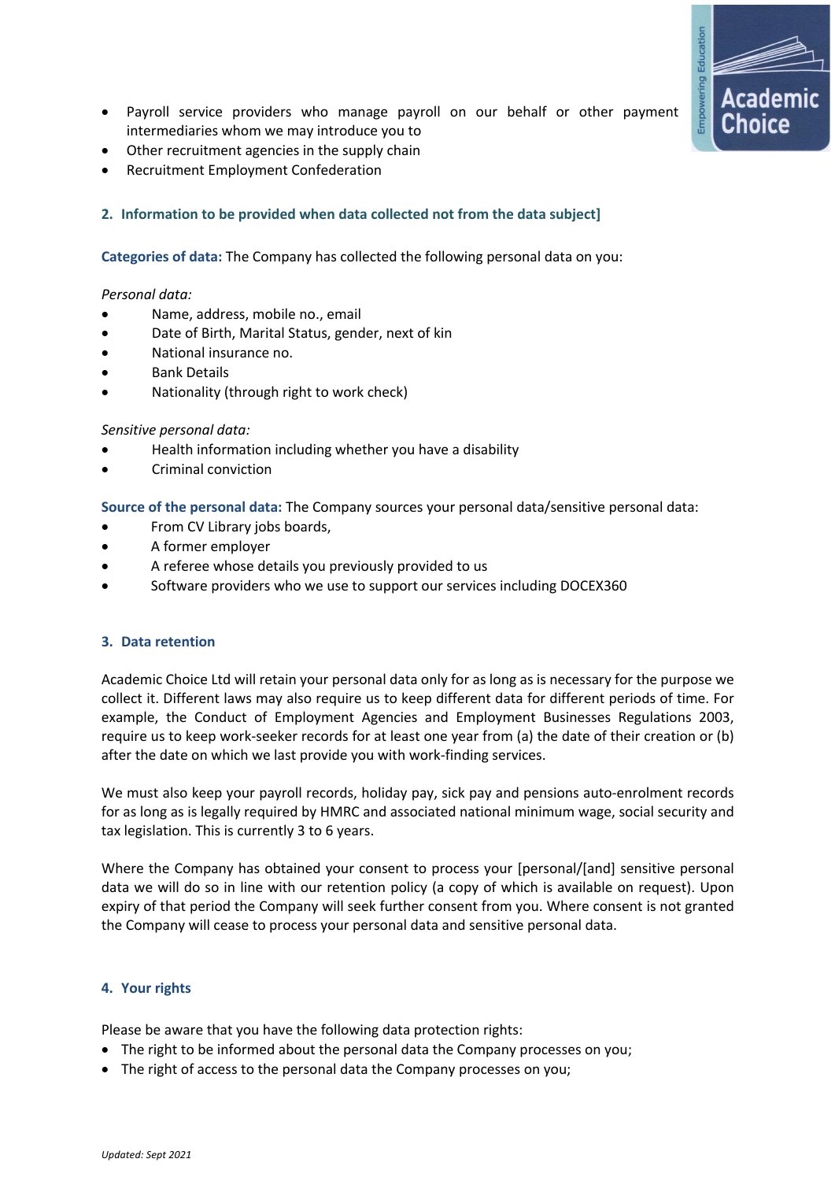- Payroll service providers who manage payroll on our behalf or other payment intermediaries whom we may introduce you to
- Other recruitment agencies in the supply chain
- Recruitment Employment Confederation

## 2. Information to be provided when data collected not from the data subject]

**Categories of data:** The Company has collected the following personal data on you:

*Personal data:*

- Name, address, mobile no., email
- Date of Birth, Marital Status, gender, next of kin
- National insurance no.
- Bank Details
- Nationality (through right to work check)

*Sensitive personal data:*

- Health information including whether you have a disability
- Criminal conviction

**Source of the personal data:** The Company sources your personal data/sensitive personal data:

- From CV Library jobs boards,
- A former employer
- A referee whose details you previously provided to us
- Software providers who we use to support our services including DOCEX360

## 3. Data retention

Academic Choice Ltd will retain your personal data only for as long as is necessary for the purpose we collect it. Different laws may also require us to keep different data for different periods of time. For example, the Conduct of Employment Agencies and Employment Businesses Regulations 2003, require us to keep work-seeker records for at least one year from (a) the date of their creation or (b) after the date on which we last provide you with work-finding services.

We must also keep your payroll records, holiday pay, sick pay and pensions auto-enrolment records for as long as is legally required by HMRC and associated national minimum wage, social security and tax legislation. This is currently 3 to 6 years.

Where the Company has obtained your consent to process your [personal/[and] sensitive personal data we will do so in line with our retention policy (a copy of which is available on request). Upon expiry of that period the Company will seek further consent from you. Where consent is not granted the Company will cease to process your personal data and sensitive personal data.

## 4. Your rights

Please be aware that you have the following data protection rights:

- The right to be informed about the personal data the Company processes on you;
- The right of access to the personal data the Company processes on you;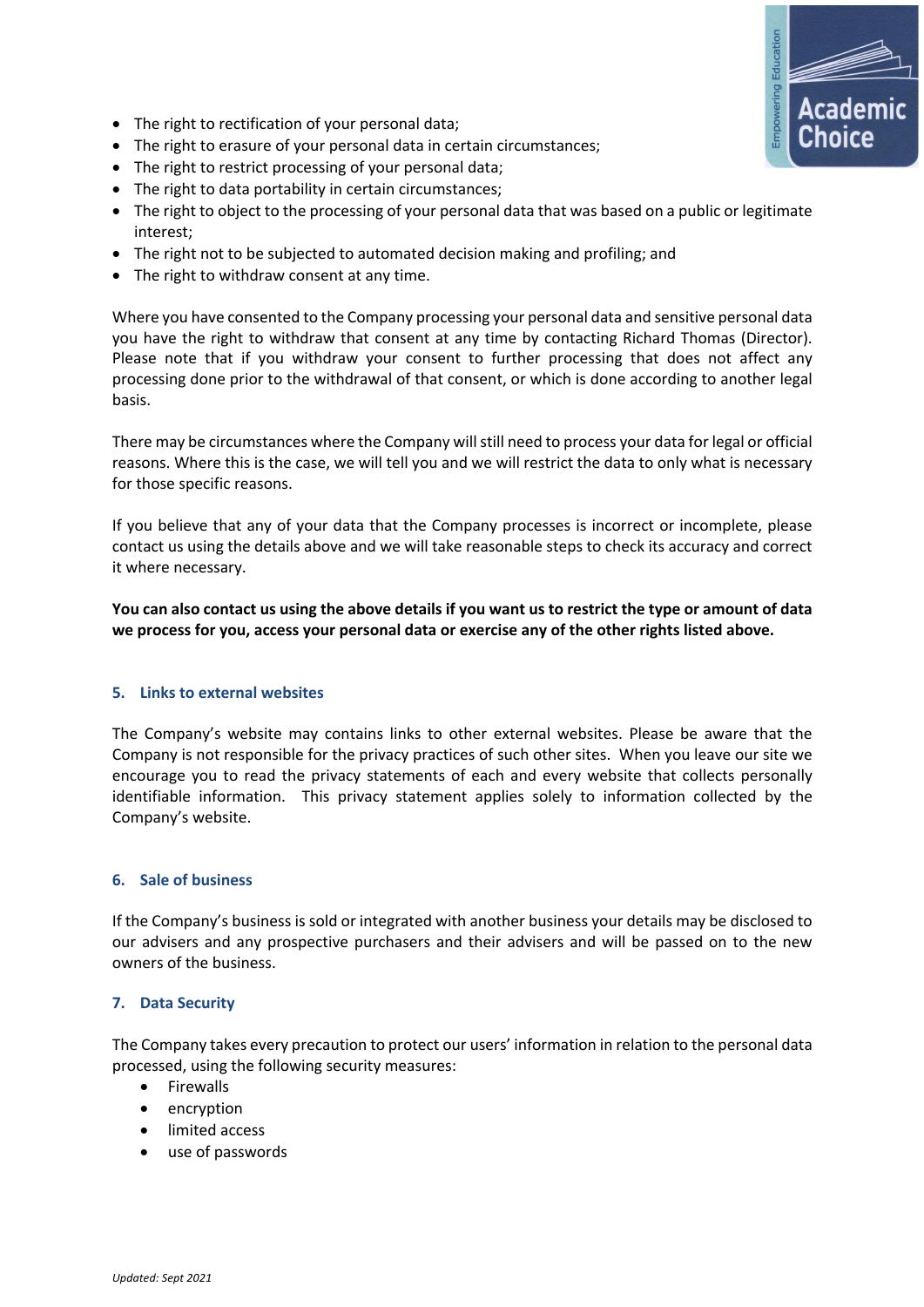- The right to rectification of your personal data;
- The right to erasure of your personal data in certain circumstances;
- The right to restrict processing of your personal data;
- The right to data portability in certain circumstances;
- The right to object to the processing of your personal data that was based on a public or legitimate interest;
- The right not to be subjected to automated decision making and profiling; and
- The right to withdraw consent at any time.

Where you have consented to the Company processing your personal data and sensitive personal data you have the right to withdraw that consent at any time by contacting Richard Thomas (Director). Please note that if you withdraw your consent to further processing that does not affect any processing done prior to the withdrawal of that consent, or which is done according to another legal basis.

There may be circumstances where the Company will still need to process your data for legal or official reasons. Where this is the case, we will tell you and we will restrict the data to only what is necessary for those specific reasons.

If you believe that any of your data that the Company processes is incorrect or incomplete, please contact us using the details above and we will take reasonable steps to check its accuracy and correct it where necessary.

**You can also contact us using the above details if you want us to restrict the type or amount of data we process for you, access your personal data or exercise any of the other rights listed above.**

## 5. Links to external websites

The Company's website may contains links to other external websites. Please be aware that the Company is not responsible for the privacy practices of such other sites. When you leave our site we encourage you to read the privacy statements of each and every website that collects personally identifiable information. This privacy statement applies solely to information collected by the Company's website.

## 6. Sale of business

If the Company's business is sold or integrated with another business your details may be disclosed to our advisers and any prospective purchasers and their advisers and will be passed on to the new owners of the business.

## 7. Data Security

The Company takes every precaution to protect our users' information in relation to the personal data processed, using the following security measures:

- Firewalls
- encryption
- limited access
- use of passwords

*Updated: Sept 2021*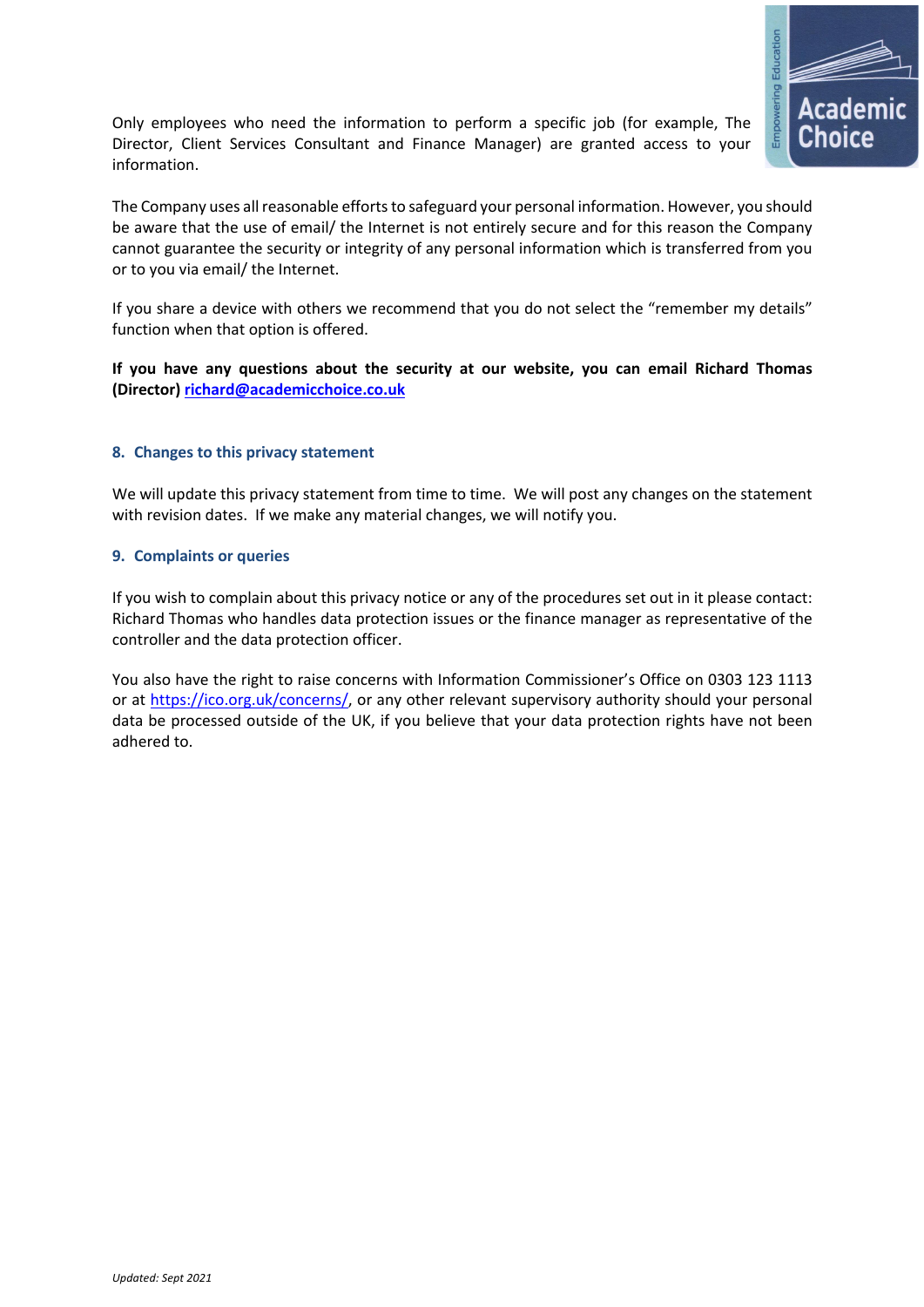Only employees who need the information to perform a specific job (for example, The Director, Client Services Consultant and Finance Manager) are granted access to your information.

The Company uses all reasonable efforts to safeguard your personal information. However, you should be aware that the use of email/ the Internet is not entirely secure and for this reason the Company cannot guarantee the security or integrity of any personal information which is transferred from you or to you via email/ the Internet.

If you share a device with others we recommend that you do not select the "remember my details" function when that option is offered.

**If you have any questions about the security at our website, you can email Richard Thomas (Director) richard@academicchoice.co.uk**

## 8. Changes to this privacy statement

We will update this privacy statement from time to time. We will post any changes on the statement with revision dates. If we make any material changes, we will notify you.

## 9. Complaints or queries

If you wish to complain about this privacy notice or any of the procedures set out in it please contact: Richard Thomas who handles data protection issues or the finance manager as representative of the controller and the data protection officer.

You also have the right to raise concerns with Information Commissioner's Office on 0303 123 1113 or at https://ico.org.uk/concerns/, or any other relevant supervisory authority should your personal data be processed outside of the UK, if you believe that your data protection rights have not been adhered to.

*Updated: Sept 2021*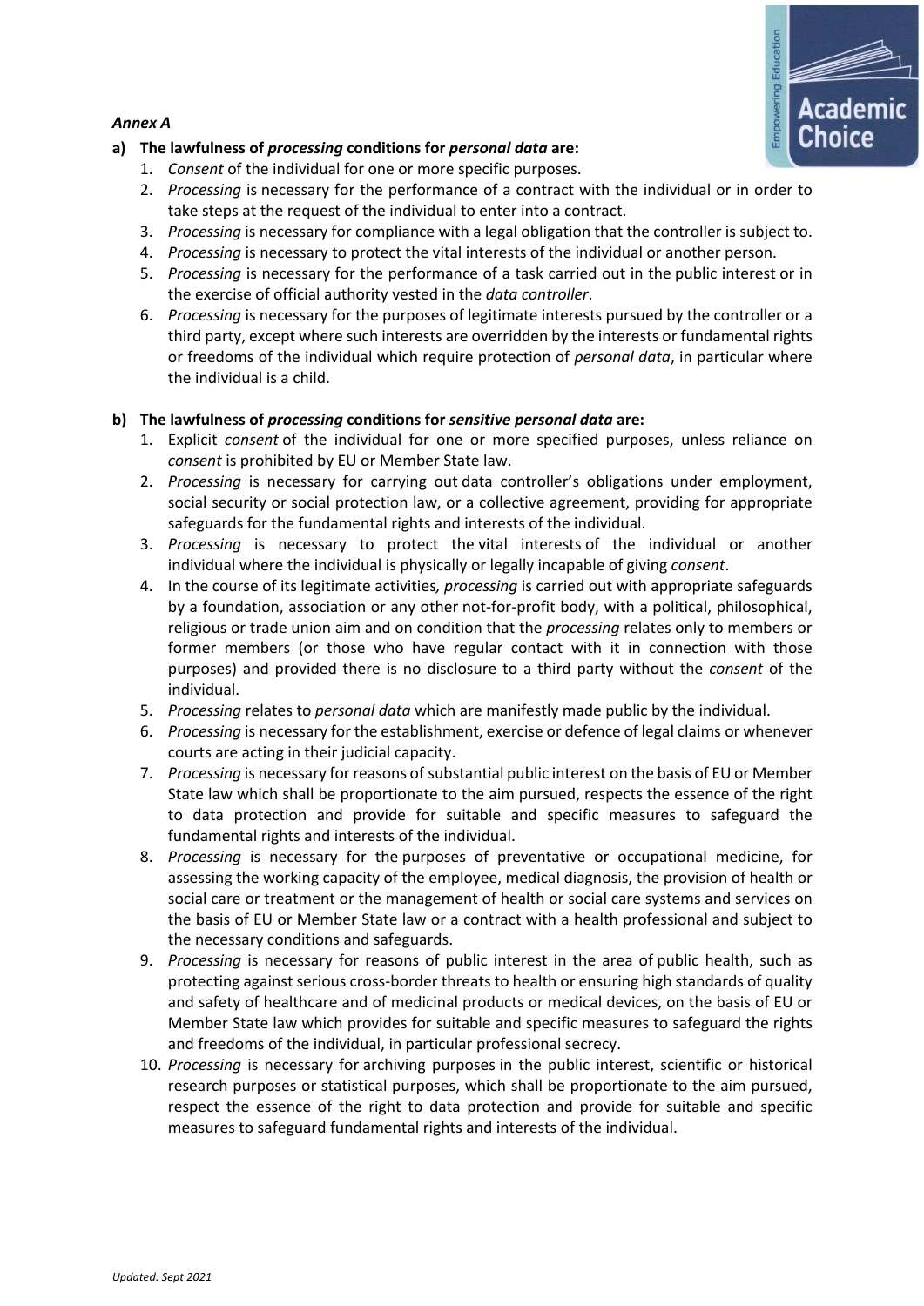*Annex A*

**a) The lawfulness of *processing* conditions for *personal data* are:**

1. *Consent* of the individual for one or more specific purposes.
2. *Processing* is necessary for the performance of a contract with the individual or in order to take steps at the request of the individual to enter into a contract.
3. *Processing* is necessary for compliance with a legal obligation that the controller is subject to.
4. *Processing* is necessary to protect the vital interests of the individual or another person.
5. *Processing* is necessary for the performance of a task carried out in the public interest or in the exercise of official authority vested in the *data controller*.
6. *Processing* is necessary for the purposes of legitimate interests pursued by the controller or a third party, except where such interests are overridden by the interests or fundamental rights or freedoms of the individual which require protection of *personal data*, in particular where the individual is a child.

**b) The lawfulness of *processing* conditions for *sensitive personal data* are:**

1. Explicit *consent* of the individual for one or more specified purposes, unless reliance on *consent* is prohibited by EU or Member State law.
2. *Processing* is necessary for carrying out data controller's obligations under employment, social security or social protection law, or a collective agreement, providing for appropriate safeguards for the fundamental rights and interests of the individual.
3. *Processing* is necessary to protect the vital interests of the individual or another individual where the individual is physically or legally incapable of giving *consent*.
4. In the course of its legitimate activities*, processing* is carried out with appropriate safeguards by a foundation, association or any other not-for-profit body, with a political, philosophical, religious or trade union aim and on condition that the *processing* relates only to members or former members (or those who have regular contact with it in connection with those purposes) and provided there is no disclosure to a third party without the *consent* of the individual.
5. *Processing* relates to *personal data* which are manifestly made public by the individual.
6. *Processing* is necessary for the establishment, exercise or defence of legal claims or whenever courts are acting in their judicial capacity.
7. *Processing* is necessary for reasons of substantial public interest on the basis of EU or Member State law which shall be proportionate to the aim pursued, respects the essence of the right to data protection and provide for suitable and specific measures to safeguard the fundamental rights and interests of the individual.
8. *Processing* is necessary for the purposes of preventative or occupational medicine, for assessing the working capacity of the employee, medical diagnosis, the provision of health or social care or treatment or the management of health or social care systems and services on the basis of EU or Member State law or a contract with a health professional and subject to the necessary conditions and safeguards.
9. *Processing* is necessary for reasons of public interest in the area of public health, such as protecting against serious cross-border threats to health or ensuring high standards of quality and safety of healthcare and of medicinal products or medical devices, on the basis of EU or Member State law which provides for suitable and specific measures to safeguard the rights and freedoms of the individual, in particular professional secrecy.
10. *Processing* is necessary for archiving purposes in the public interest, scientific or historical research purposes or statistical purposes, which shall be proportionate to the aim pursued, respect the essence of the right to data protection and provide for suitable and specific measures to safeguard fundamental rights and interests of the individual.